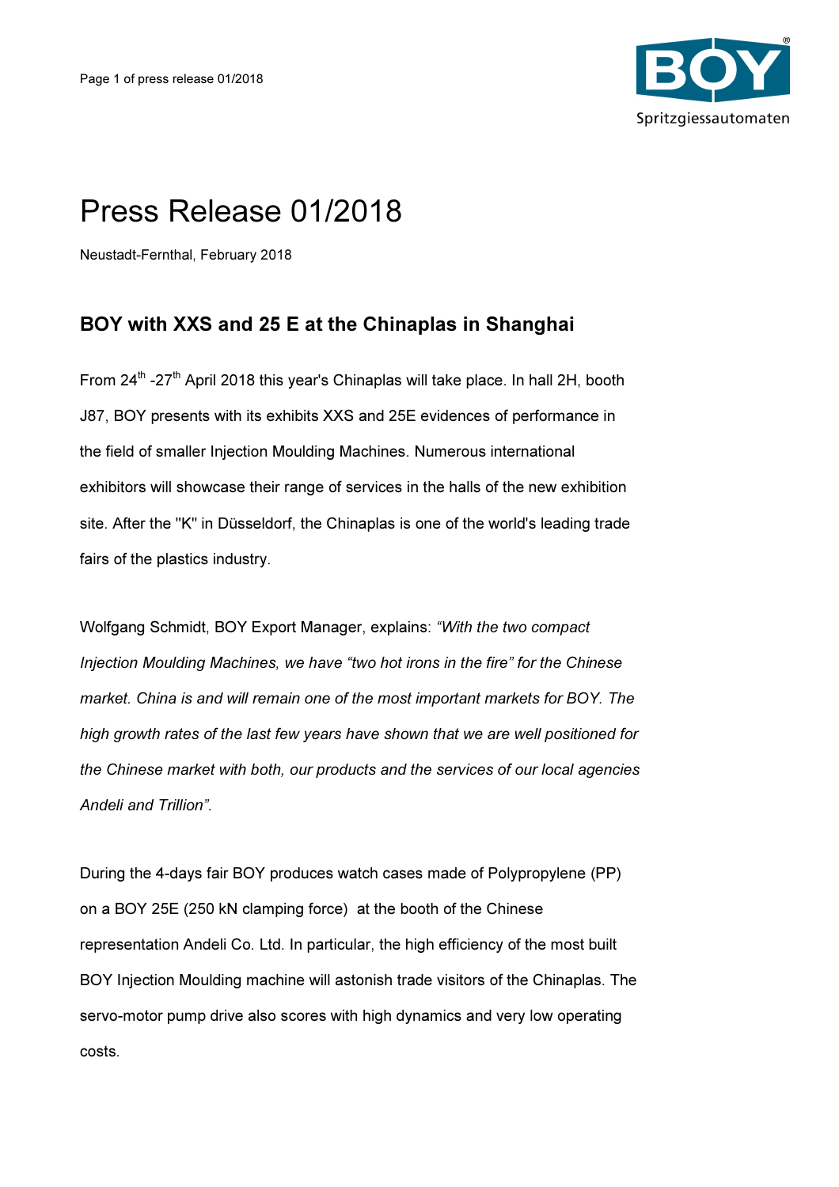# Press Release 01/2018

Neustadt-Fernthal, February 2018

## BOY with XXS and 25 E at the Chinaplas in Shanghai

From 24th -27th April 2018 this year's Chinaplas will take place. In hall 2H, booth J87, BOY presents with its exhibits XXS and 25E evidences of performance in the field of smaller Injection Moulding Machines. Numerous international exhibitors will showcase their range of services in the halls of the new exhibition site. After the "K" in Düsseldorf, the Chinaplas is one of the world's leading trade fairs of the plastics industry.

Wolfgang Schmidt, BOY Export Manager, explains: *"With the two compact Injection Moulding Machines, we have "two hot irons in the fire" for the Chinese market. China is and will remain one of the most important markets for BOY. The high growth rates of the last few years have shown that we are well positioned for the Chinese market with both, our products and the services of our local agencies Andeli and Trillion".*

During the 4-days fair BOY produces watch cases made of Polypropylene (PP) on a BOY 25E (250 kN clamping force) at the booth of the Chinese representation Andeli Co. Ltd. In particular, the high efficiency of the most built BOY Injection Moulding machine will astonish trade visitors of the Chinaplas. The servo-motor pump drive also scores with high dynamics and very low operating costs.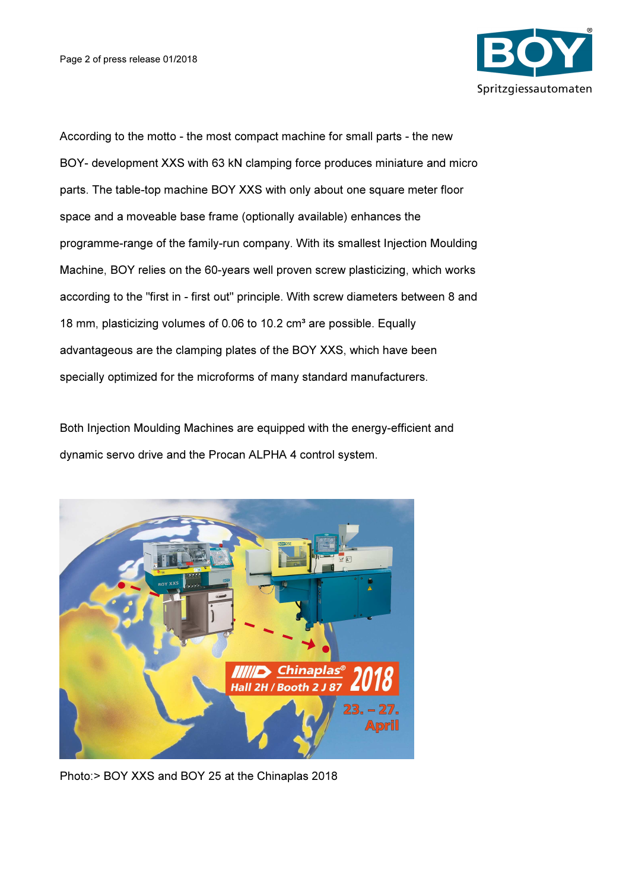According to the motto - the most compact machine for small parts - the new BOY- development XXS with 63 kN clamping force produces miniature and micro parts. The table-top machine BOY XXS with only about one square meter floor space and a moveable base frame (optionally available) enhances the programme-range of the family-run company. With its smallest Injection Moulding Machine, BOY relies on the 60-years well proven screw plasticizing, which works according to the "first in - first out" principle. With screw diameters between 8 and 18 mm, plasticizing volumes of 0.06 to 10.2 cm³ are possible. Equally advantageous are the clamping plates of the BOY XXS, which have been specially optimized for the microforms of many standard manufacturers.

Both Injection Moulding Machines are equipped with the energy-efficient and dynamic servo drive and the Procan ALPHA 4 control system.

Photo:> BOY XXS and BOY 25 at the Chinaplas 2018